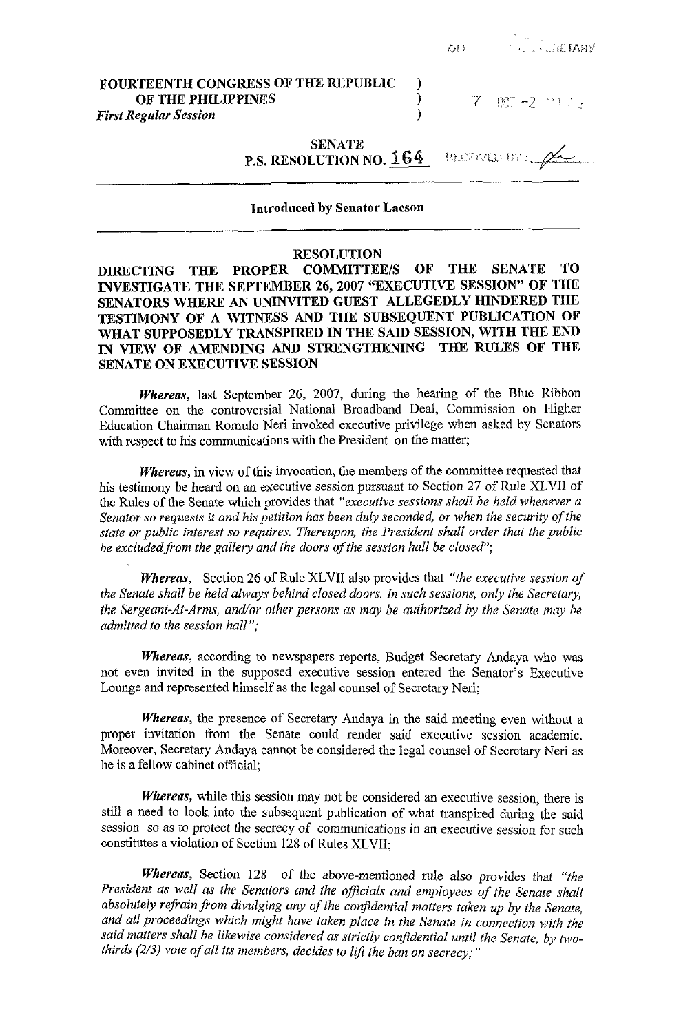FOURTEENTH CONGRESS OF THE REPUBLIC )
OF THE PHILIPPINES )
*First Regular Session* )

7 OCT -2

**SENATE**
**P.S. RESOLUTION NO. 164**

RECEIVED BY:

**Introduced by Senator Lacson**

---

**RESOLUTION**

**DIRECTING THE PROPER COMMITTEE/S OF THE SENATE TO INVESTIGATE THE SEPTEMBER 26, 2007 "EXECUTIVE SESSION" OF THE SENATORS WHERE AN UNINVITED GUEST ALLEGEDLY HINDERED THE TESTIMONY OF A WITNESS AND THE SUBSEQUENT PUBLICATION OF WHAT SUPPOSEDLY TRANSPIRED IN THE SAID SESSION, WITH THE END IN VIEW OF AMENDING AND STRENGTHENING THE RULES OF THE SENATE ON EXECUTIVE SESSION**

***Whereas***, last September 26, 2007, during the hearing of the Blue Ribbon Committee on the controversial National Broadband Deal, Commission on Higher Education Chairman Romulo Neri invoked executive privilege when asked by Senators with respect to his communications with the President on the matter;

***Whereas***, in view of this invocation, the members of the committee requested that his testimony be heard on an executive session pursuant to Section 27 of Rule XLVII of the Rules of the Senate which provides that *"executive sessions shall be held whenever a Senator so requests it and his petition has been duly seconded, or when the security of the state or public interest so requires. Thereupon, the President shall order that the public be excluded from the gallery and the doors of the session hall be closed"*;

***Whereas***, Section 26 of Rule XLVII also provides that *"the executive session of the Senate shall be held always behind closed doors. In such sessions, only the Secretary, the Sergeant-At-Arms, and/or other persons as may be authorized by the Senate may be admitted to the session hall"*;

***Whereas***, according to newspapers reports, Budget Secretary Andaya who was not even invited in the supposed executive session entered the Senator's Executive Lounge and represented himself as the legal counsel of Secretary Neri;

***Whereas***, the presence of Secretary Andaya in the said meeting even without a proper invitation from the Senate could render said executive session academic. Moreover, Secretary Andaya cannot be considered the legal counsel of Secretary Neri as he is a fellow cabinet official;

***Whereas***, while this session may not be considered an executive session, there is still a need to look into the subsequent publication of what transpired during the said session so as to protect the secrecy of communications in an executive session for such constitutes a violation of Section 128 of Rules XLVII;

***Whereas***, Section 128 of the above-mentioned rule also provides that *"the President as well as the Senators and the officials and employees of the Senate shall absolutely refrain from divulging any of the confidential matters taken up by the Senate, and all proceedings which might have taken place in the Senate in connection with the said matters shall be likewise considered as strictly confidential until the Senate, by two-thirds (2/3) vote of all its members, decides to lift the ban on secrecy;"*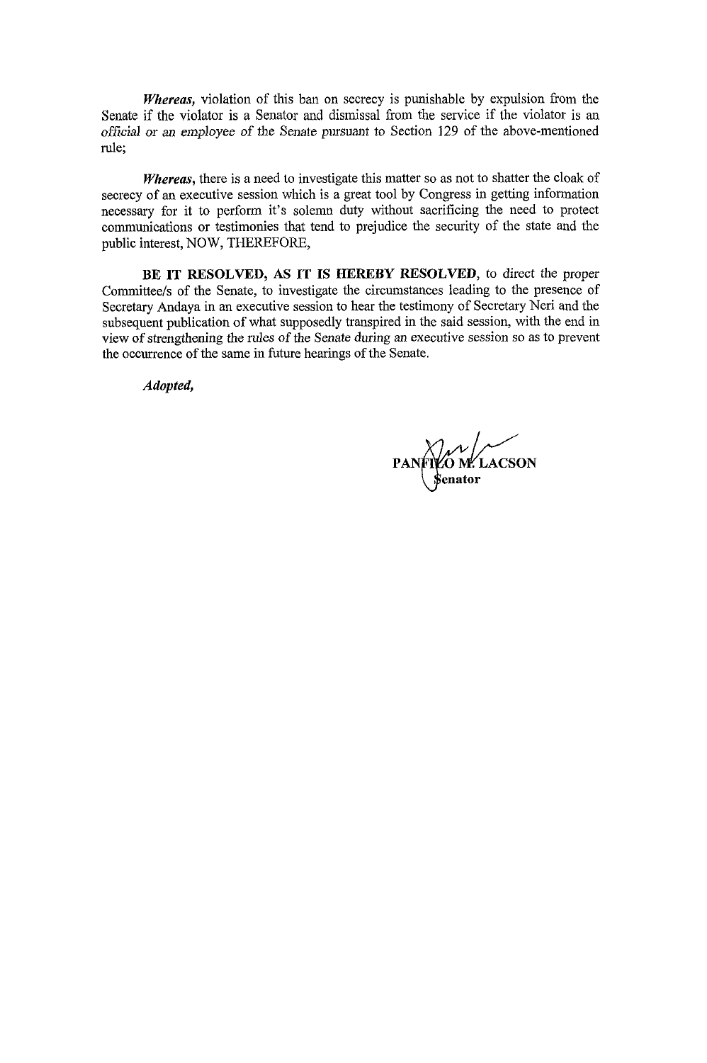*Whereas,* violation of this ban on secrecy is punishable by expulsion from the Senate if the violator is a Senator and dismissal from the service if the violator is an *official or an employee of the Senate* pursuant to Section 129 of the above-mentioned rule;

*Whereas,* there is a need to investigate this matter so as not to shatter the cloak of secrecy of an executive session which is a great tool by Congress in getting information necessary for it to perform it's solemn duty without sacrificing the need to protect communications or testimonies that tend to prejudice the security of the state and the public interest, NOW, THEREFORE,

**BE IT RESOLVED, AS IT IS HEREBY RESOLVED**, to direct the proper Committee/s of the Senate, to investigate the circumstances leading to the presence of Secretary Andaya in an executive session to hear the testimony of Secretary Neri and the subsequent publication of what supposedly transpired in the said session, with the end in view of strengthening the rules of the Senate during an executive session so as to prevent the occurrence of the same in future hearings of the Senate.

*Adopted,*

**PANFILO M. LACSON**
**Senator**